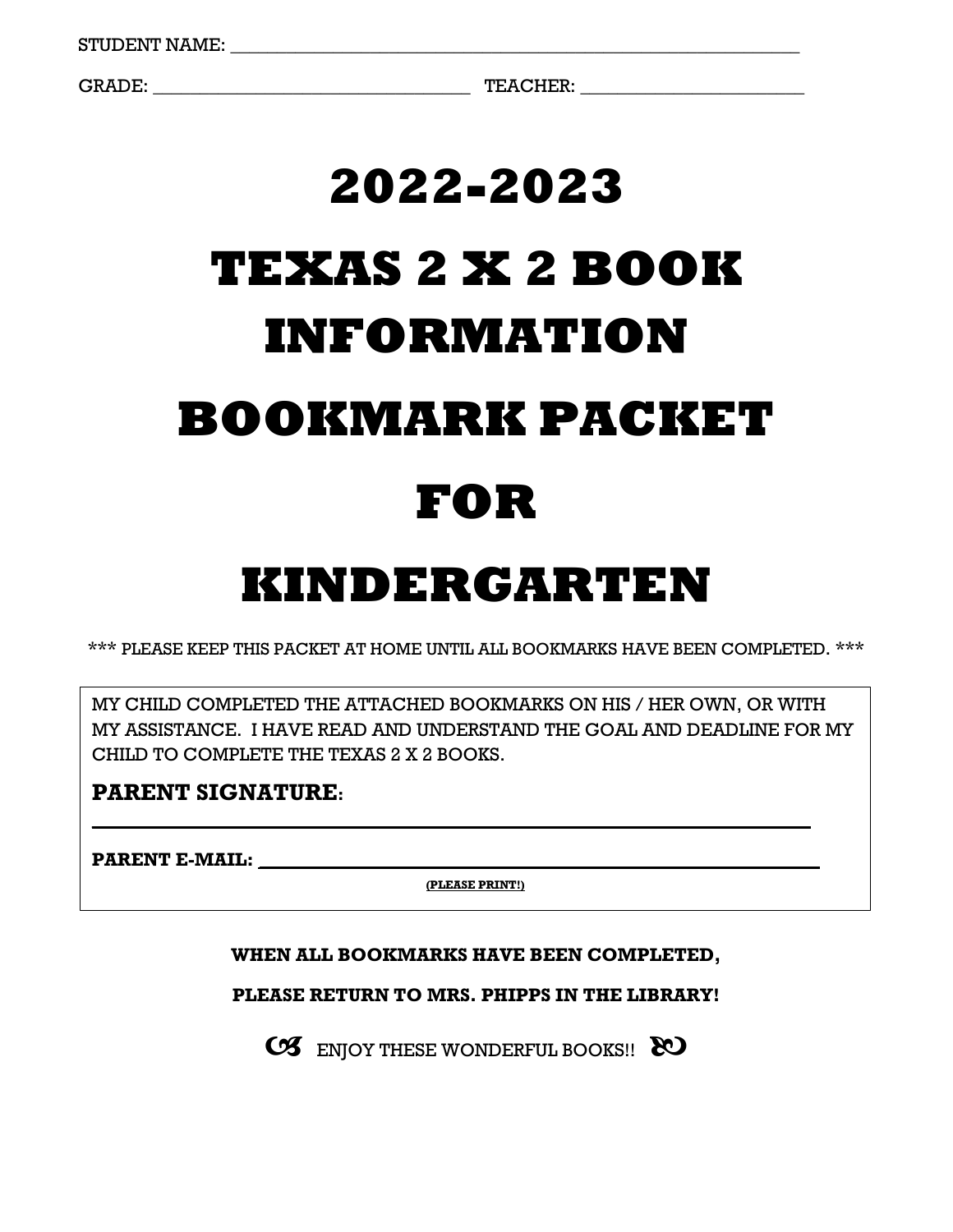STUDENT NAME: ____________________________________________

GRADE: ______________________ TEACHER: __________________

# 2022-2023

# TEXAS 2 X 2 BOOK INFORMATION

# BOOKMARK PACKET

# FOR

# KINDERGARTEN

*** PLEASE KEEP THIS PACKET AT HOME UNTIL ALL BOOKMARKS HAVE BEEN COMPLETED. ***

MY CHILD COMPLETED THE ATTACHED BOOKMARKS ON HIS / HER OWN, OR WITH MY ASSISTANCE. I HAVE READ AND UNDERSTAND THE GOAL AND DEADLINE FOR MY CHILD TO COMPLETE THE TEXAS 2 X 2 BOOKS.

**PARENT SIGNATURE:**

______________________________________________

**PARENT E-MAIL:** ______________________________________________

**(PLEASE PRINT!)**

**WHEN ALL BOOKMARKS HAVE BEEN COMPLETED,**

**PLEASE RETURN TO MRS. PHIPPS IN THE LIBRARY!**

ENJOY THESE WONDERFUL BOOKS!!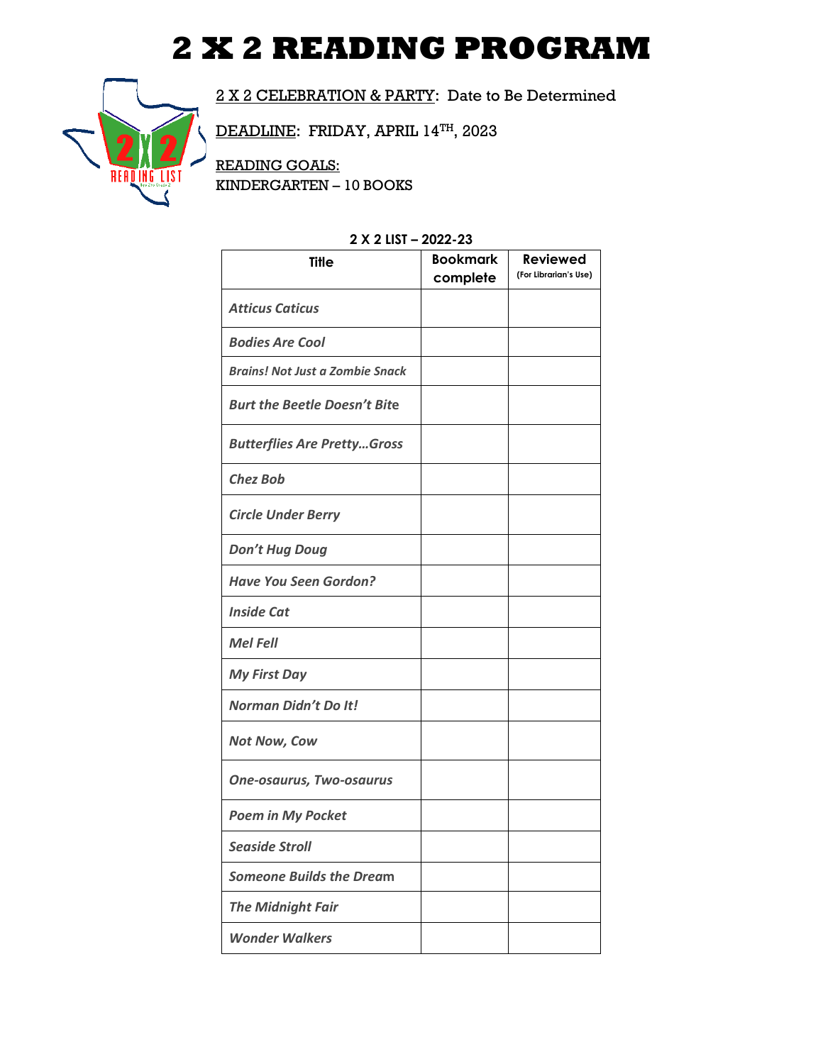# 2 X 2 READING PROGRAM

2 X 2 CELEBRATION & PARTY: Date to Be Determined

DEADLINE: FRIDAY, APRIL 14TH, 2023

READING GOALS:
KINDERGARTEN – 10 BOOKS

**2 X 2 LIST – 2022-23**

| Title | Bookmark complete | Reviewed (For Librarian's Use) |
|---|---|---|
| *Atticus Caticus* | | |
| *Bodies Are Cool* | | |
| *Brains! Not Just a Zombie Snack* | | |
| *Burt the Beetle Doesn't Bite* | | |
| *Butterflies Are Pretty…Gross* | | |
| *Chez Bob* | | |
| *Circle Under Berry* | | |
| *Don't Hug Doug* | | |
| *Have You Seen Gordon?* | | |
| *Inside Cat* | | |
| *Mel Fell* | | |
| *My First Day* | | |
| *Norman Didn't Do It!* | | |
| *Not Now, Cow* | | |
| *One-osaurus, Two-osaurus* | | |
| *Poem in My Pocket* | | |
| *Seaside Stroll* | | |
| *Someone Builds the Dream* | | |
| *The Midnight Fair* | | |
| *Wonder Walkers* | | |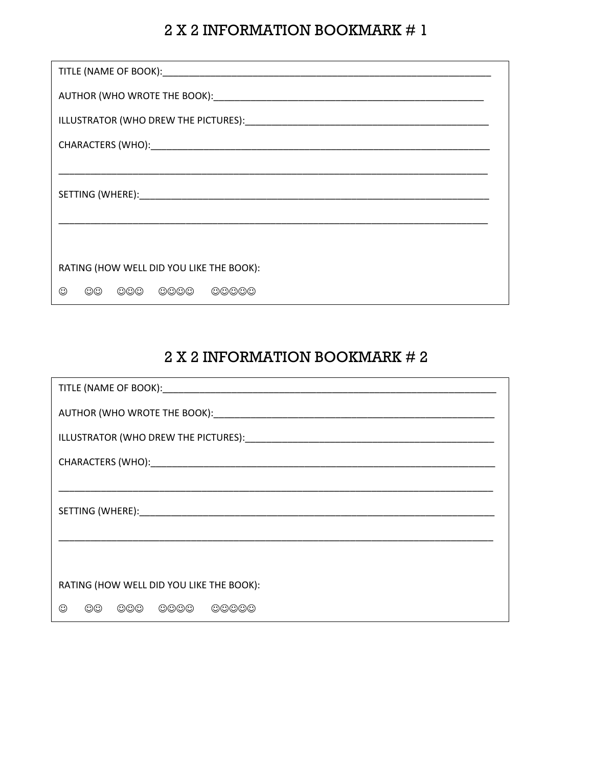# 2 X 2 INFORMATION BOOKMARK # 1

TITLE (NAME OF BOOK):_______________________________________________________________

AUTHOR (WHO WROTE THE BOOK):_______________________________________________________

ILLUSTRATOR (WHO DREW THE PICTURES):_______________________________________________

CHARACTERS (WHO):___________________________________________________________________

____________________________________________________________________________________

SETTING (WHERE):____________________________________________________________________

____________________________________________________________________________________

RATING (HOW WELL DID YOU LIKE THE BOOK):

☺ ☺☺ ☺☺☺ ☺☺☺☺ ☺☺☺☺☺

# 2 X 2 INFORMATION BOOKMARK # 2

TITLE (NAME OF BOOK):_______________________________________________________________

AUTHOR (WHO WROTE THE BOOK):_______________________________________________________

ILLUSTRATOR (WHO DREW THE PICTURES):_______________________________________________

CHARACTERS (WHO):___________________________________________________________________

____________________________________________________________________________________

SETTING (WHERE):____________________________________________________________________

____________________________________________________________________________________

RATING (HOW WELL DID YOU LIKE THE BOOK):

☺ ☺☺ ☺☺☺ ☺☺☺☺ ☺☺☺☺☺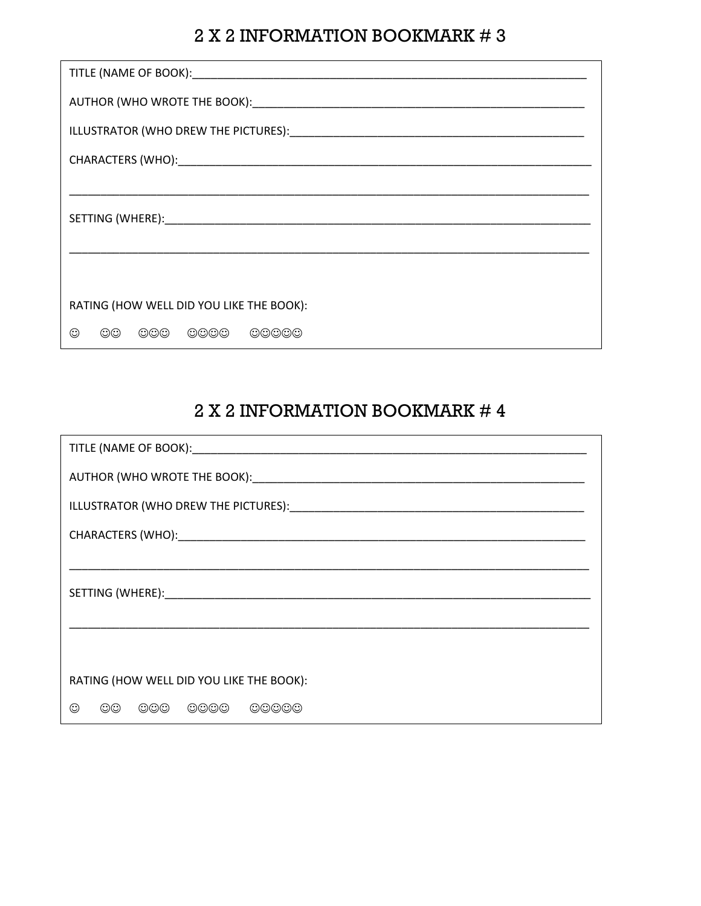# 2 X 2 INFORMATION BOOKMARK # 3

TITLE (NAME OF BOOK):_______________________________________________________________

AUTHOR (WHO WROTE THE BOOK):________________________________________________________

ILLUSTRATOR (WHO DREW THE PICTURES):__________________________________________________

CHARACTERS (WHO):___________________________________________________________________

____________________________________________________________________________________

SETTING (WHERE):____________________________________________________________________

____________________________________________________________________________________

RATING (HOW WELL DID YOU LIKE THE BOOK):

☺ ☺☺ ☺☺☺ ☺☺☺☺ ☺☺☺☺☺

# 2 X 2 INFORMATION BOOKMARK # 4

TITLE (NAME OF BOOK):_______________________________________________________________

AUTHOR (WHO WROTE THE BOOK):________________________________________________________

ILLUSTRATOR (WHO DREW THE PICTURES):__________________________________________________

CHARACTERS (WHO):___________________________________________________________________

____________________________________________________________________________________

SETTING (WHERE):____________________________________________________________________

____________________________________________________________________________________

RATING (HOW WELL DID YOU LIKE THE BOOK):

☺ ☺☺ ☺☺☺ ☺☺☺☺ ☺☺☺☺☺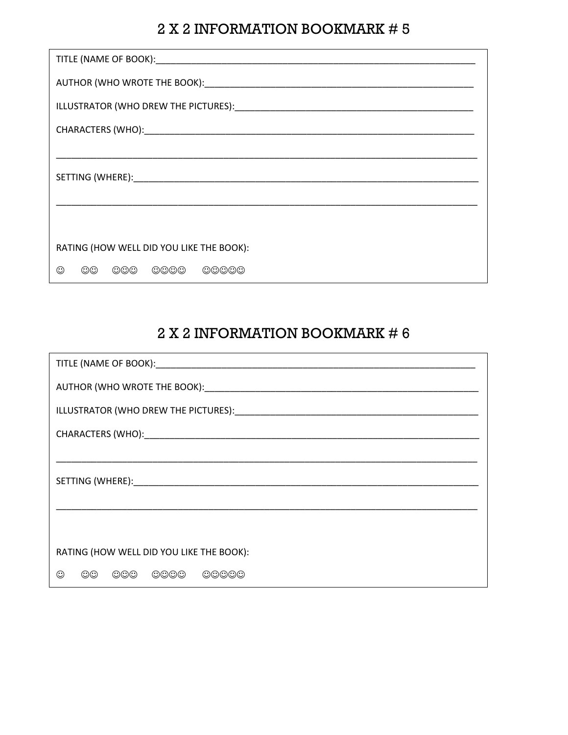## 2 X 2 INFORMATION BOOKMARK # 5

TITLE (NAME OF BOOK):___________________________________________________________________

AUTHOR (WHO WROTE THE BOOK):_____________________________________________________

ILLUSTRATOR (WHO DREW THE PICTURES):_______________________________________________

CHARACTERS (WHO):_______________________________________________________________

_________________________________________________________________________________

SETTING (WHERE):_________________________________________________________________

_________________________________________________________________________________

RATING (HOW WELL DID YOU LIKE THE BOOK):

☺ ☺☺ ☺☺☺ ☺☺☺☺ ☺☺☺☺☺

## 2 X 2 INFORMATION BOOKMARK # 6

TITLE (NAME OF BOOK):___________________________________________________________________

AUTHOR (WHO WROTE THE BOOK):_____________________________________________________

ILLUSTRATOR (WHO DREW THE PICTURES):_______________________________________________

CHARACTERS (WHO):_______________________________________________________________

_________________________________________________________________________________

SETTING (WHERE):_________________________________________________________________

_________________________________________________________________________________

RATING (HOW WELL DID YOU LIKE THE BOOK):

☺ ☺☺ ☺☺☺ ☺☺☺☺ ☺☺☺☺☺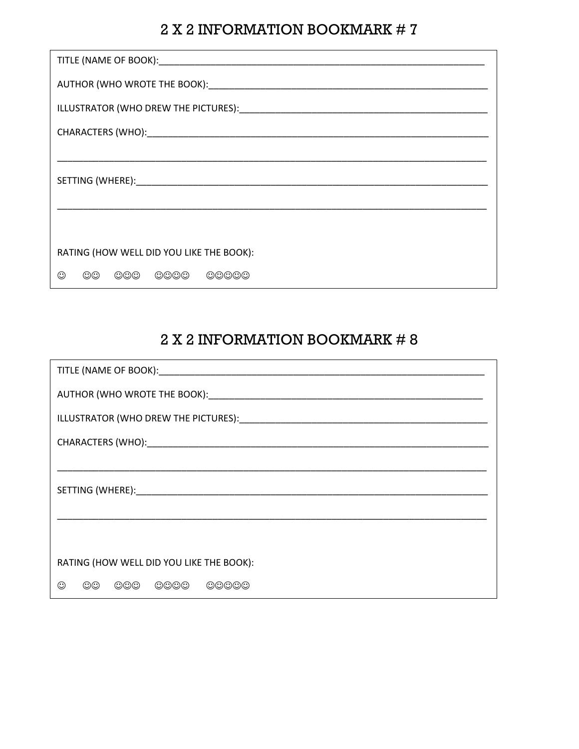## 2 X 2 INFORMATION BOOKMARK # 7

TITLE (NAME OF BOOK):___________________________________________________________________

AUTHOR (WHO WROTE THE BOOK):_____________________________________________________

ILLUSTRATOR (WHO DREW THE PICTURES):_____________________________________________

CHARACTERS (WHO):_______________________________________________________________

_____________________________________________________________________________

SETTING (WHERE):_________________________________________________________________

_____________________________________________________________________________

RATING (HOW WELL DID YOU LIKE THE BOOK):

☺ ☺☺ ☺☺☺ ☺☺☺☺ ☺☺☺☺☺

## 2 X 2 INFORMATION BOOKMARK # 8

TITLE (NAME OF BOOK):___________________________________________________________________

AUTHOR (WHO WROTE THE BOOK):_____________________________________________________

ILLUSTRATOR (WHO DREW THE PICTURES):_____________________________________________

CHARACTERS (WHO):_______________________________________________________________

_____________________________________________________________________________

SETTING (WHERE):_________________________________________________________________

_____________________________________________________________________________

RATING (HOW WELL DID YOU LIKE THE BOOK):

☺ ☺☺ ☺☺☺ ☺☺☺☺ ☺☺☺☺☺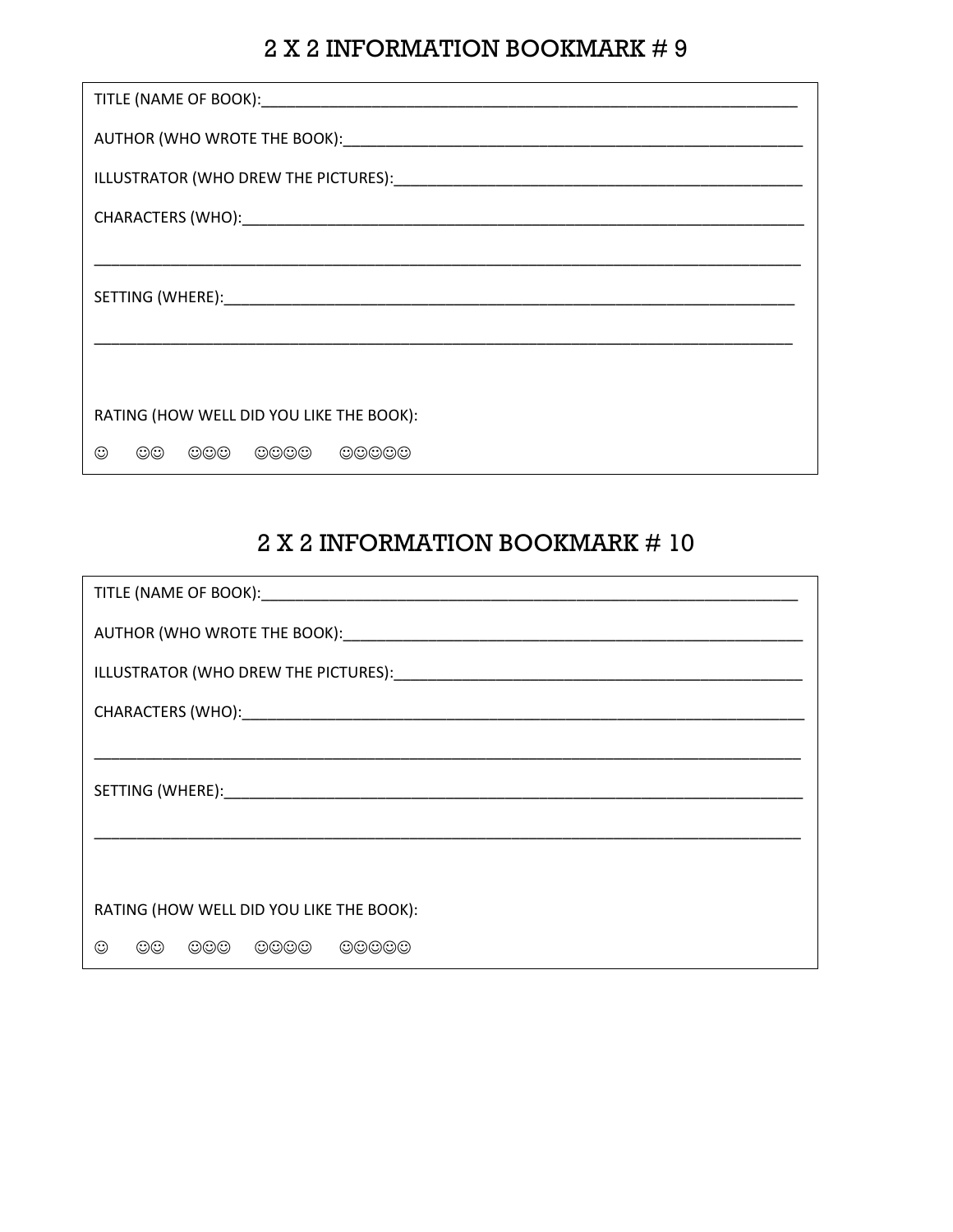## 2 X 2 INFORMATION BOOKMARK # 9

TITLE (NAME OF BOOK):_______________________________________________________________

AUTHOR (WHO WROTE THE BOOK):_______________________________________________________

ILLUSTRATOR (WHO DREW THE PICTURES):________________________________________________

CHARACTERS (WHO):__________________________________________________________________

_________________________________________________________________________________

SETTING (WHERE):__________________________________________________________________

_________________________________________________________________________________

RATING (HOW WELL DID YOU LIKE THE BOOK):

☺ ☺☺ ☺☺☺ ☺☺☺☺ ☺☺☺☺☺

## 2 X 2 INFORMATION BOOKMARK # 10

TITLE (NAME OF BOOK):_______________________________________________________________

AUTHOR (WHO WROTE THE BOOK):_______________________________________________________

ILLUSTRATOR (WHO DREW THE PICTURES):________________________________________________

CHARACTERS (WHO):__________________________________________________________________

_________________________________________________________________________________

SETTING (WHERE):__________________________________________________________________

_________________________________________________________________________________

RATING (HOW WELL DID YOU LIKE THE BOOK):

☺ ☺☺ ☺☺☺ ☺☺☺☺ ☺☺☺☺☺